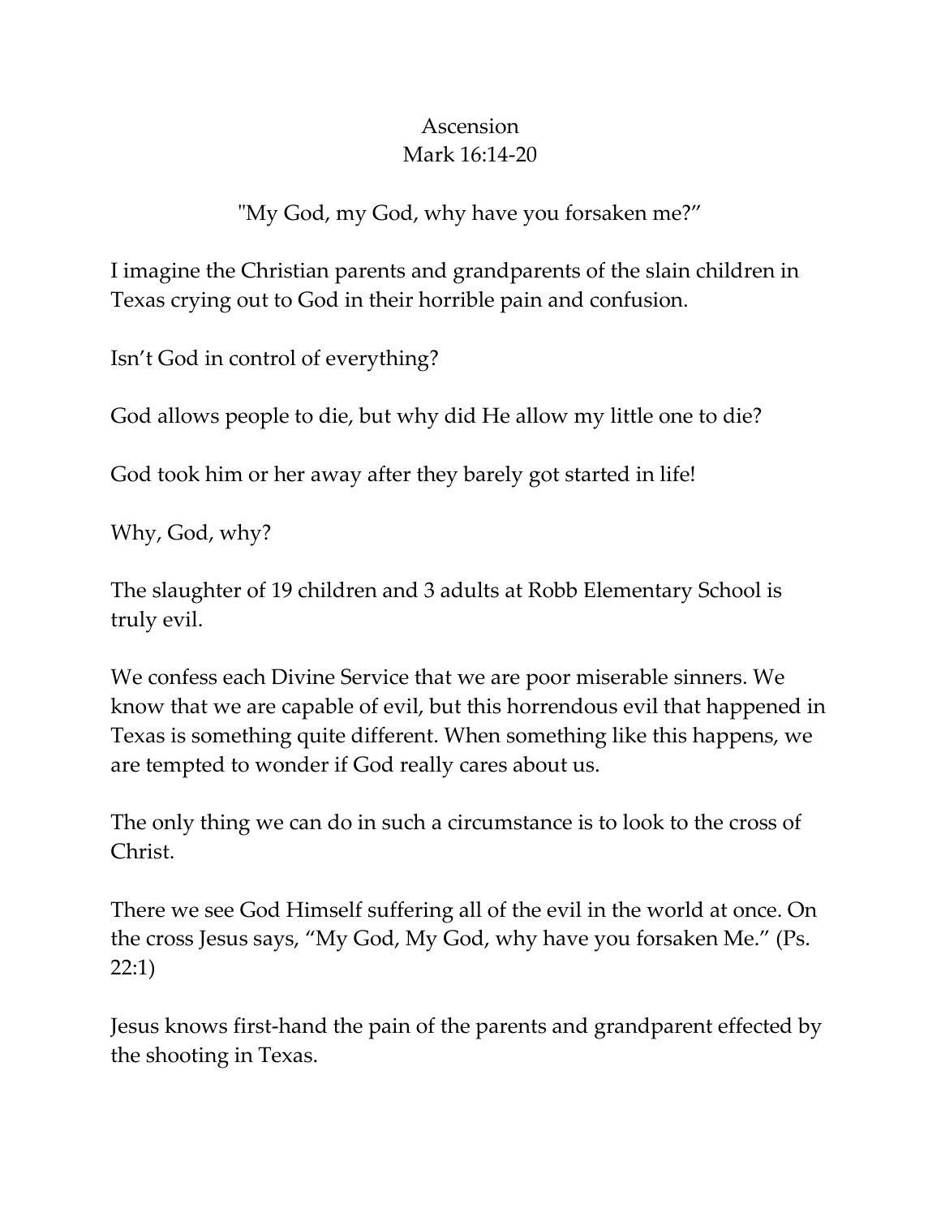# Ascension
## Mark 16:14-20

"My God, my God, why have you forsaken me?"

I imagine the Christian parents and grandparents of the slain children in Texas crying out to God in their horrible pain and confusion.

Isn't God in control of everything?

God allows people to die, but why did He allow my little one to die?

God took him or her away after they barely got started in life!

Why, God, why?

The slaughter of 19 children and 3 adults at Robb Elementary School is truly evil.

We confess each Divine Service that we are poor miserable sinners. We know that we are capable of evil, but this horrendous evil that happened in Texas is something quite different. When something like this happens, we are tempted to wonder if God really cares about us.

The only thing we can do in such a circumstance is to look to the cross of Christ.

There we see God Himself suffering all of the evil in the world at once. On the cross Jesus says, "My God, My God, why have you forsaken Me." (Ps. 22:1)

Jesus knows first-hand the pain of the parents and grandparent effected by the shooting in Texas.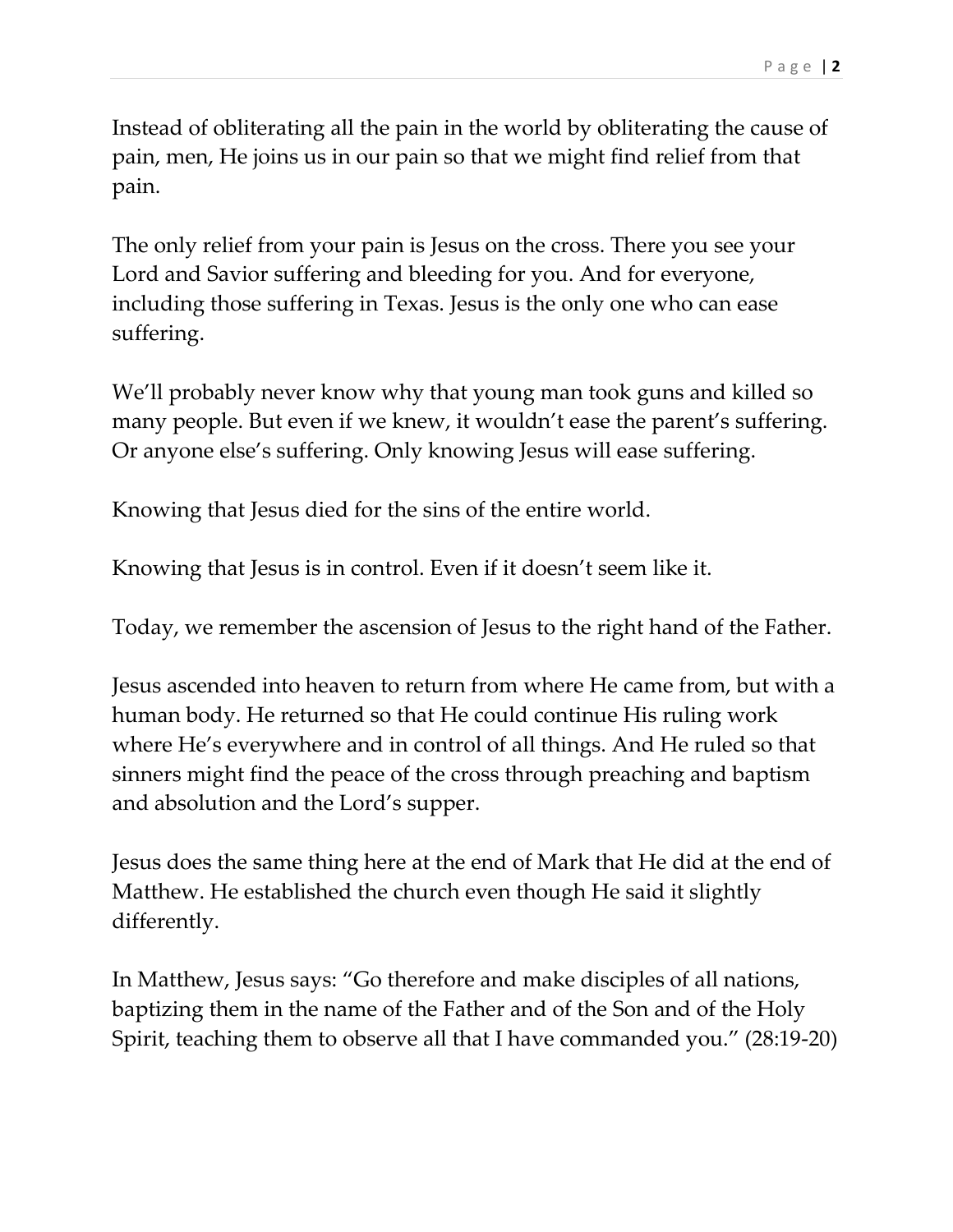Instead of obliterating all the pain in the world by obliterating the cause of pain, men, He joins us in our pain so that we might find relief from that pain.

The only relief from your pain is Jesus on the cross. There you see your Lord and Savior suffering and bleeding for you. And for everyone, including those suffering in Texas. Jesus is the only one who can ease suffering.

We'll probably never know why that young man took guns and killed so many people. But even if we knew, it wouldn't ease the parent's suffering. Or anyone else's suffering. Only knowing Jesus will ease suffering.

Knowing that Jesus died for the sins of the entire world.

Knowing that Jesus is in control. Even if it doesn't seem like it.

Today, we remember the ascension of Jesus to the right hand of the Father.

Jesus ascended into heaven to return from where He came from, but with a human body. He returned so that He could continue His ruling work where He's everywhere and in control of all things. And He ruled so that sinners might find the peace of the cross through preaching and baptism and absolution and the Lord's supper.

Jesus does the same thing here at the end of Mark that He did at the end of Matthew. He established the church even though He said it slightly differently.

In Matthew, Jesus says: "Go therefore and make disciples of all nations, baptizing them in the name of the Father and of the Son and of the Holy Spirit, teaching them to observe all that I have commanded you." (28:19-20)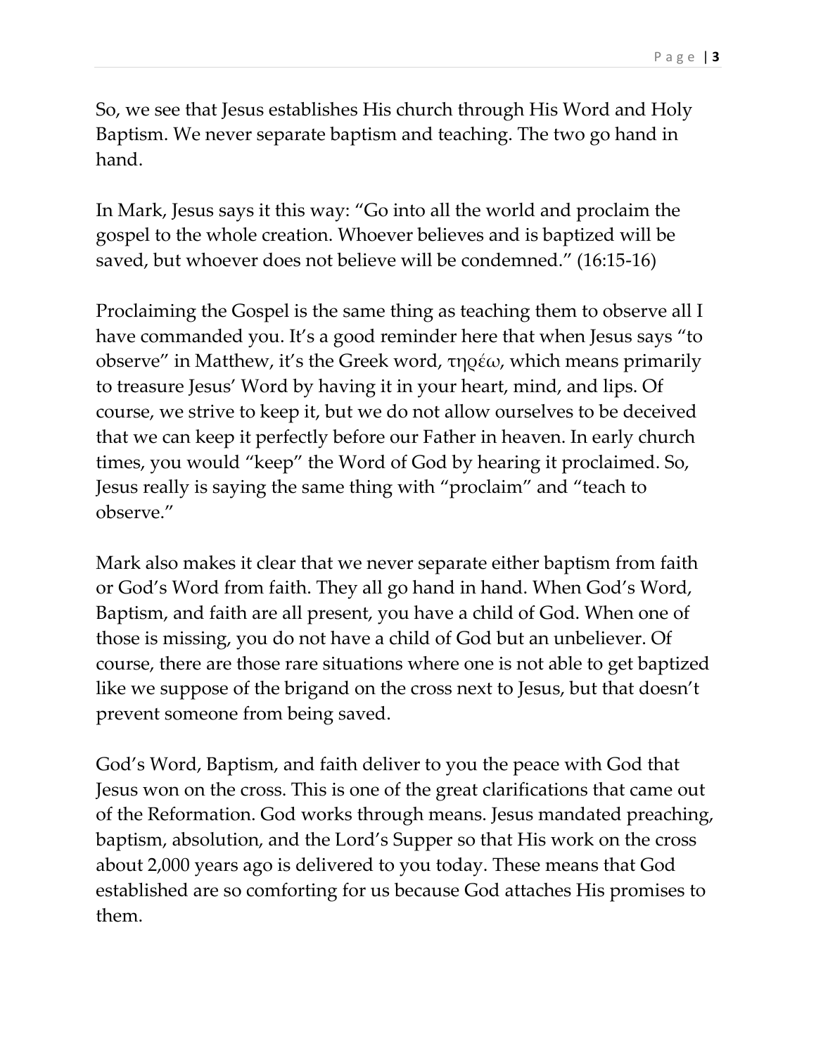So, we see that Jesus establishes His church through His Word and Holy Baptism. We never separate baptism and teaching. The two go hand in hand.

In Mark, Jesus says it this way: "Go into all the world and proclaim the gospel to the whole creation. Whoever believes and is baptized will be saved, but whoever does not believe will be condemned." (16:15-16)

Proclaiming the Gospel is the same thing as teaching them to observe all I have commanded you. It's a good reminder here that when Jesus says "to observe" in Matthew, it's the Greek word, τηρέω, which means primarily to treasure Jesus' Word by having it in your heart, mind, and lips. Of course, we strive to keep it, but we do not allow ourselves to be deceived that we can keep it perfectly before our Father in heaven. In early church times, you would "keep" the Word of God by hearing it proclaimed. So, Jesus really is saying the same thing with "proclaim" and "teach to observe."

Mark also makes it clear that we never separate either baptism from faith or God's Word from faith. They all go hand in hand. When God's Word, Baptism, and faith are all present, you have a child of God. When one of those is missing, you do not have a child of God but an unbeliever. Of course, there are those rare situations where one is not able to get baptized like we suppose of the brigand on the cross next to Jesus, but that doesn't prevent someone from being saved.

God's Word, Baptism, and faith deliver to you the peace with God that Jesus won on the cross. This is one of the great clarifications that came out of the Reformation. God works through means. Jesus mandated preaching, baptism, absolution, and the Lord's Supper so that His work on the cross about 2,000 years ago is delivered to you today. These means that God established are so comforting for us because God attaches His promises to them.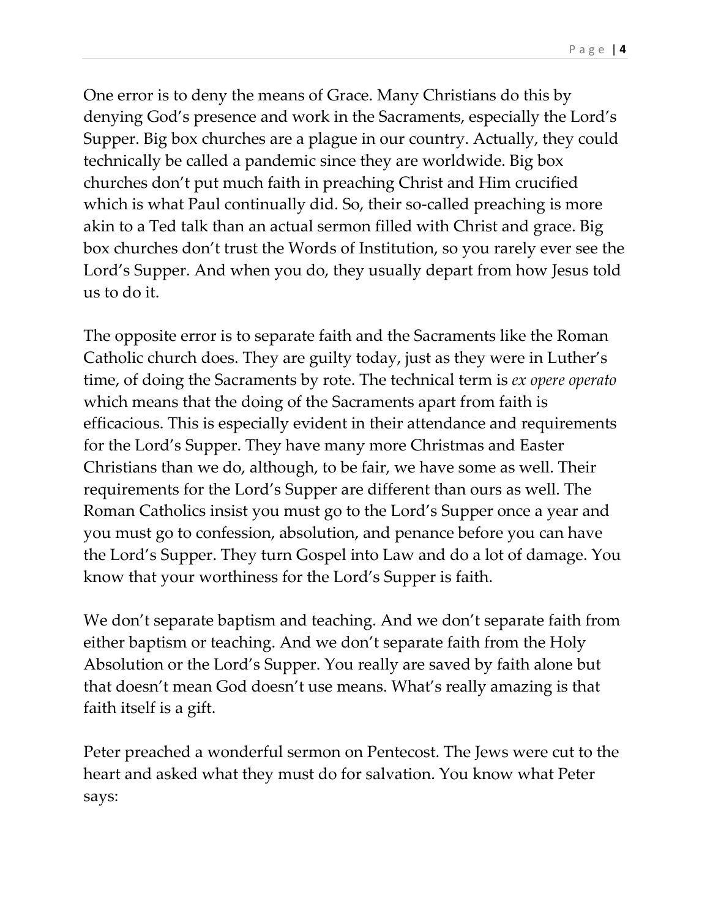One error is to deny the means of Grace. Many Christians do this by denying God's presence and work in the Sacraments, especially the Lord's Supper. Big box churches are a plague in our country. Actually, they could technically be called a pandemic since they are worldwide. Big box churches don't put much faith in preaching Christ and Him crucified which is what Paul continually did. So, their so-called preaching is more akin to a Ted talk than an actual sermon filled with Christ and grace. Big box churches don't trust the Words of Institution, so you rarely ever see the Lord's Supper. And when you do, they usually depart from how Jesus told us to do it.

The opposite error is to separate faith and the Sacraments like the Roman Catholic church does. They are guilty today, just as they were in Luther's time, of doing the Sacraments by rote. The technical term is *ex opere operato* which means that the doing of the Sacraments apart from faith is efficacious. This is especially evident in their attendance and requirements for the Lord's Supper. They have many more Christmas and Easter Christians than we do, although, to be fair, we have some as well. Their requirements for the Lord's Supper are different than ours as well. The Roman Catholics insist you must go to the Lord's Supper once a year and you must go to confession, absolution, and penance before you can have the Lord's Supper. They turn Gospel into Law and do a lot of damage. You know that your worthiness for the Lord's Supper is faith.

We don't separate baptism and teaching. And we don't separate faith from either baptism or teaching. And we don't separate faith from the Holy Absolution or the Lord's Supper. You really are saved by faith alone but that doesn't mean God doesn't use means. What's really amazing is that faith itself is a gift.

Peter preached a wonderful sermon on Pentecost. The Jews were cut to the heart and asked what they must do for salvation. You know what Peter says: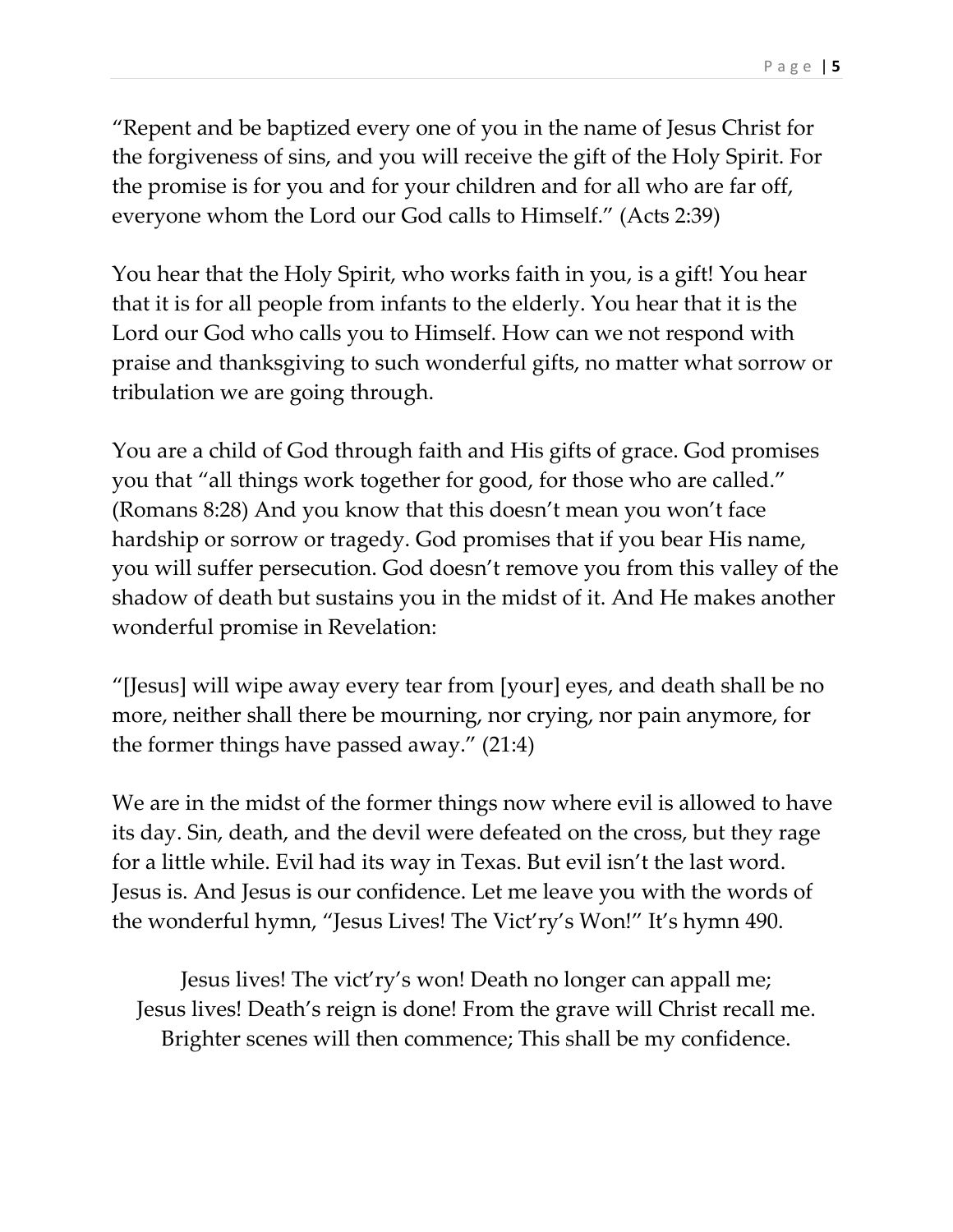"Repent and be baptized every one of you in the name of Jesus Christ for the forgiveness of sins, and you will receive the gift of the Holy Spirit. For the promise is for you and for your children and for all who are far off, everyone whom the Lord our God calls to Himself." (Acts 2:39)

You hear that the Holy Spirit, who works faith in you, is a gift! You hear that it is for all people from infants to the elderly. You hear that it is the Lord our God who calls you to Himself. How can we not respond with praise and thanksgiving to such wonderful gifts, no matter what sorrow or tribulation we are going through.

You are a child of God through faith and His gifts of grace. God promises you that "all things work together for good, for those who are called." (Romans 8:28) And you know that this doesn't mean you won't face hardship or sorrow or tragedy. God promises that if you bear His name, you will suffer persecution. God doesn't remove you from this valley of the shadow of death but sustains you in the midst of it. And He makes another wonderful promise in Revelation:

"[Jesus] will wipe away every tear from [your] eyes, and death shall be no more, neither shall there be mourning, nor crying, nor pain anymore, for the former things have passed away." (21:4)

We are in the midst of the former things now where evil is allowed to have its day. Sin, death, and the devil were defeated on the cross, but they rage for a little while. Evil had its way in Texas. But evil isn't the last word. Jesus is. And Jesus is our confidence. Let me leave you with the words of the wonderful hymn, "Jesus Lives! The Vict'ry's Won!" It's hymn 490.

Jesus lives! The vict'ry's won! Death no longer can appall me;
Jesus lives! Death's reign is done! From the grave will Christ recall me.
Brighter scenes will then commence; This shall be my confidence.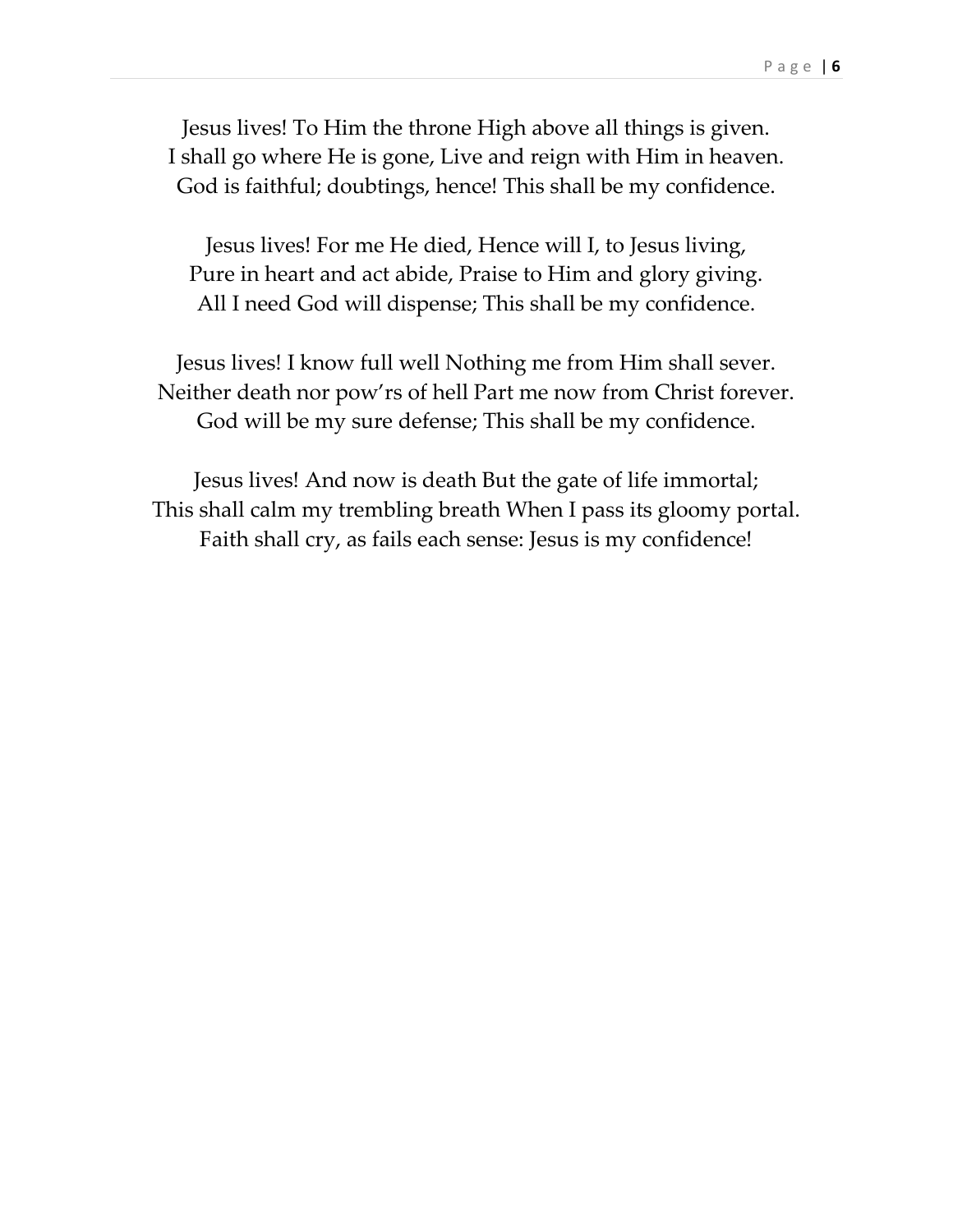Jesus lives! To Him the throne High above all things is given.
I shall go where He is gone, Live and reign with Him in heaven.
God is faithful; doubtings, hence! This shall be my confidence.

Jesus lives! For me He died, Hence will I, to Jesus living,
Pure in heart and act abide, Praise to Him and glory giving.
All I need God will dispense; This shall be my confidence.

Jesus lives! I know full well Nothing me from Him shall sever.
Neither death nor pow'rs of hell Part me now from Christ forever.
God will be my sure defense; This shall be my confidence.

Jesus lives! And now is death But the gate of life immortal;
This shall calm my trembling breath When I pass its gloomy portal.
Faith shall cry, as fails each sense: Jesus is my confidence!